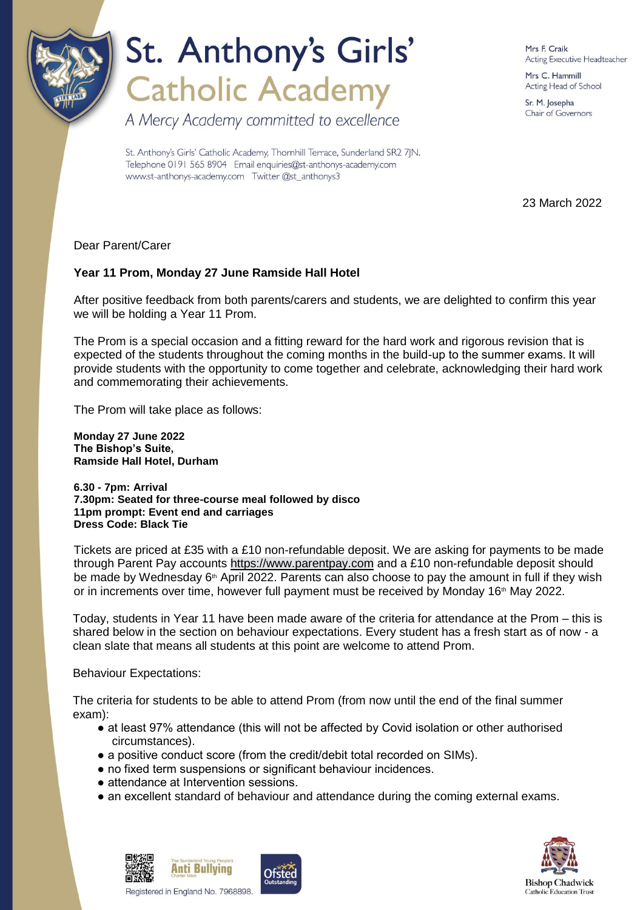# St. Anthony's Girls' Catholic Academy

*A Mercy Academy committed to excellence*

St. Anthony's Girls' Catholic Academy, Thornhill Terrace, Sunderland SR2 7JN.
Telephone 0191 565 8904 Email enquiries@st-anthonys-academy.com
www.st-anthonys-academy.com Twitter @st_anthonys3

Mrs F. Craik
Acting Executive Headteacher

Mrs C. Hammill
Acting Head of School

Sr. M. Josepha
Chair of Governors

23 March 2022

Dear Parent/Carer

**Year 11 Prom, Monday 27 June Ramside Hall Hotel**

After positive feedback from both parents/carers and students, we are delighted to confirm this year we will be holding a Year 11 Prom.

The Prom is a special occasion and a fitting reward for the hard work and rigorous revision that is expected of the students throughout the coming months in the build-up to the summer exams. It will provide students with the opportunity to come together and celebrate, acknowledging their hard work and commemorating their achievements.

The Prom will take place as follows:

**Monday 27 June 2022**
**The Bishop's Suite,**
**Ramside Hall Hotel, Durham**

**6.30 - 7pm: Arrival**
**7.30pm: Seated for three-course meal followed by disco**
**11pm prompt: Event end and carriages**
**Dress Code: Black Tie**

Tickets are priced at £35 with a £10 non-refundable deposit. We are asking for payments to be made through Parent Pay accounts https://www.parentpay.com and a £10 non-refundable deposit should be made by Wednesday 6th April 2022. Parents can also choose to pay the amount in full if they wish or in increments over time, however full payment must be received by Monday 16th May 2022.

Today, students in Year 11 have been made aware of the criteria for attendance at the Prom – this is shared below in the section on behaviour expectations. Every student has a fresh start as of now - a clean slate that means all students at this point are welcome to attend Prom.

Behaviour Expectations:

The criteria for students to be able to attend Prom (from now until the end of the final summer exam):

- at least 97% attendance (this will not be affected by Covid isolation or other authorised circumstances).
- a positive conduct score (from the credit/debit total recorded on SIMs).
- no fixed term suspensions or significant behaviour incidences.
- attendance at Intervention sessions.
- an excellent standard of behaviour and attendance during the coming external exams.

Registered in England No. 7968898.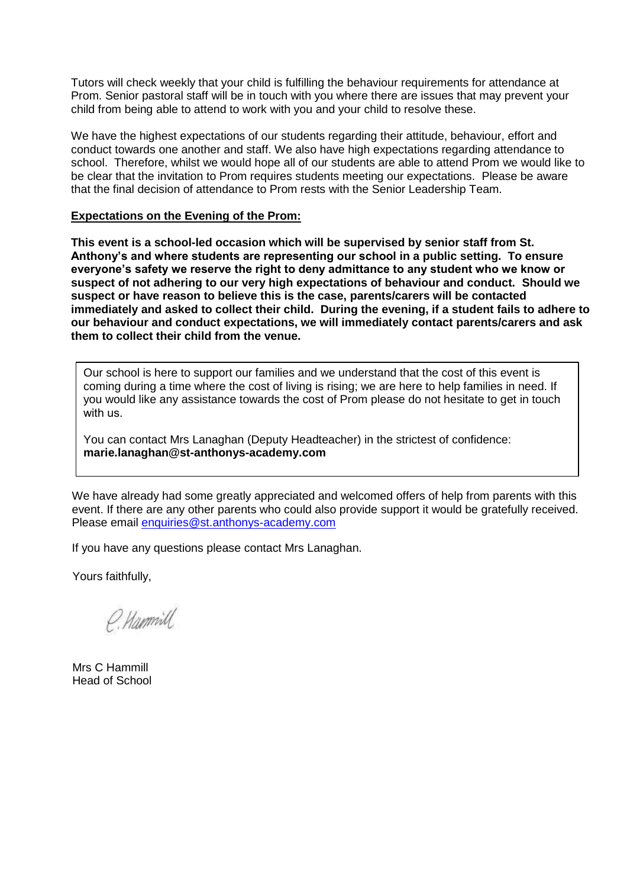Tutors will check weekly that your child is fulfilling the behaviour requirements for attendance at Prom. Senior pastoral staff will be in touch with you where there are issues that may prevent your child from being able to attend to work with you and your child to resolve these.

We have the highest expectations of our students regarding their attitude, behaviour, effort and conduct towards one another and staff. We also have high expectations regarding attendance to school. Therefore, whilst we would hope all of our students are able to attend Prom we would like to be clear that the invitation to Prom requires students meeting our expectations. Please be aware that the final decision of attendance to Prom rests with the Senior Leadership Team.

**Expectations on the Evening of the Prom:**

**This event is a school-led occasion which will be supervised by senior staff from St. Anthony's and where students are representing our school in a public setting. To ensure everyone's safety we reserve the right to deny admittance to any student who we know or suspect of not adhering to our very high expectations of behaviour and conduct. Should we suspect or have reason to believe this is the case, parents/carers will be contacted immediately and asked to collect their child. During the evening, if a student fails to adhere to our behaviour and conduct expectations, we will immediately contact parents/carers and ask them to collect their child from the venue.**

Our school is here to support our families and we understand that the cost of this event is coming during a time where the cost of living is rising; we are here to help families in need. If you would like any assistance towards the cost of Prom please do not hesitate to get in touch with us.

You can contact Mrs Lanaghan (Deputy Headteacher) in the strictest of confidence:
**marie.lanaghan@st-anthonys-academy.com**

We have already had some greatly appreciated and welcomed offers of help from parents with this event. If there are any other parents who could also provide support it would be gratefully received. Please email enquiries@st.anthonys-academy.com

If you have any questions please contact Mrs Lanaghan.

Yours faithfully,

C. Hammill

Mrs C Hammill
Head of School